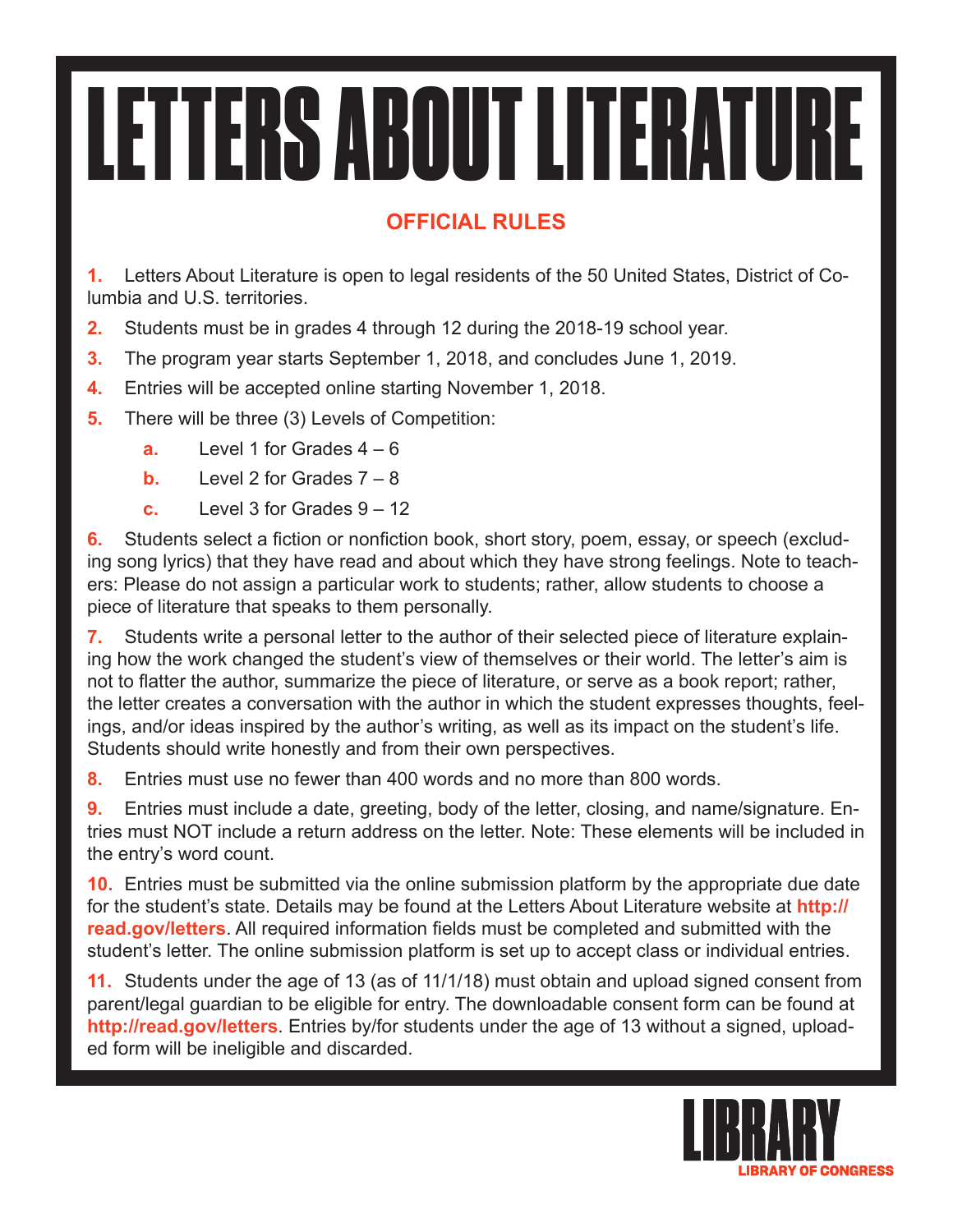# LETTERS ABOUT LITERATURE

## OFFICIAL RULES

**1.** Letters About Literature is open to legal residents of the 50 United States, District of Columbia and U.S. territories.

**2.** Students must be in grades 4 through 12 during the 2018-19 school year.

**3.** The program year starts September 1, 2018, and concludes June 1, 2019.

**4.** Entries will be accepted online starting November 1, 2018.

**5.** There will be three (3) Levels of Competition:

- **a.** Level 1 for Grades 4 – 6
- **b.** Level 2 for Grades 7 – 8
- **c.** Level 3 for Grades 9 – 12

**6.** Students select a fiction or nonfiction book, short story, poem, essay, or speech (excluding song lyrics) that they have read and about which they have strong feelings. Note to teachers: Please do not assign a particular work to students; rather, allow students to choose a piece of literature that speaks to them personally.

**7.** Students write a personal letter to the author of their selected piece of literature explaining how the work changed the student's view of themselves or their world. The letter's aim is not to flatter the author, summarize the piece of literature, or serve as a book report; rather, the letter creates a conversation with the author in which the student expresses thoughts, feelings, and/or ideas inspired by the author's writing, as well as its impact on the student's life. Students should write honestly and from their own perspectives.

**8.** Entries must use no fewer than 400 words and no more than 800 words.

**9.** Entries must include a date, greeting, body of the letter, closing, and name/signature. Entries must NOT include a return address on the letter. Note: These elements will be included in the entry's word count.

**10.** Entries must be submitted via the online submission platform by the appropriate due date for the student's state. Details may be found at the Letters About Literature website at **http://read.gov/letters**. All required information fields must be completed and submitted with the student's letter. The online submission platform is set up to accept class or individual entries.

**11.** Students under the age of 13 (as of 11/1/18) must obtain and upload signed consent from parent/legal guardian to be eligible for entry. The downloadable consent form can be found at **http://read.gov/letters**. Entries by/for students under the age of 13 without a signed, uploaded form will be ineligible and discarded.

LIBRARY
LIBRARY OF CONGRESS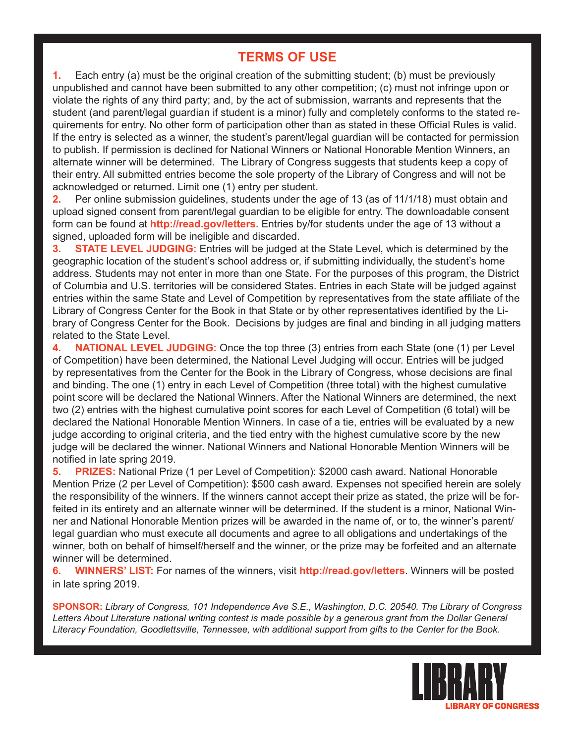## TERMS OF USE

**1.** Each entry (a) must be the original creation of the submitting student; (b) must be previously unpublished and cannot have been submitted to any other competition; (c) must not infringe upon or violate the rights of any third party; and, by the act of submission, warrants and represents that the student (and parent/legal guardian if student is a minor) fully and completely conforms to the stated requirements for entry. No other form of participation other than as stated in these Official Rules is valid. If the entry is selected as a winner, the student's parent/legal guardian will be contacted for permission to publish. If permission is declined for National Winners or National Honorable Mention Winners, an alternate winner will be determined. The Library of Congress suggests that students keep a copy of their entry. All submitted entries become the sole property of the Library of Congress and will not be acknowledged or returned. Limit one (1) entry per student.

**2.** Per online submission guidelines, students under the age of 13 (as of 11/1/18) must obtain and upload signed consent from parent/legal guardian to be eligible for entry. The downloadable consent form can be found at **http://read.gov/letters**. Entries by/for students under the age of 13 without a signed, uploaded form will be ineligible and discarded.

**3. STATE LEVEL JUDGING:** Entries will be judged at the State Level, which is determined by the geographic location of the student's school address or, if submitting individually, the student's home address. Students may not enter in more than one State. For the purposes of this program, the District of Columbia and U.S. territories will be considered States. Entries in each State will be judged against entries within the same State and Level of Competition by representatives from the state affiliate of the Library of Congress Center for the Book in that State or by other representatives identified by the Library of Congress Center for the Book. Decisions by judges are final and binding in all judging matters related to the State Level.

**4. NATIONAL LEVEL JUDGING:** Once the top three (3) entries from each State (one (1) per Level of Competition) have been determined, the National Level Judging will occur. Entries will be judged by representatives from the Center for the Book in the Library of Congress, whose decisions are final and binding. The one (1) entry in each Level of Competition (three total) with the highest cumulative point score will be declared the National Winners. After the National Winners are determined, the next two (2) entries with the highest cumulative point scores for each Level of Competition (6 total) will be declared the National Honorable Mention Winners. In case of a tie, entries will be evaluated by a new judge according to original criteria, and the tied entry with the highest cumulative score by the new judge will be declared the winner. National Winners and National Honorable Mention Winners will be notified in late spring 2019.

**5. PRIZES:** National Prize (1 per Level of Competition): $2000 cash award. National Honorable Mention Prize (2 per Level of Competition): $500 cash award. Expenses not specified herein are solely the responsibility of the winners. If the winners cannot accept their prize as stated, the prize will be forfeited in its entirety and an alternate winner will be determined. If the student is a minor, National Winner and National Honorable Mention prizes will be awarded in the name of, or to, the winner's parent/legal guardian who must execute all documents and agree to all obligations and undertakings of the winner, both on behalf of himself/herself and the winner, or the prize may be forfeited and an alternate winner will be determined.

**6. WINNERS' LIST:** For names of the winners, visit **http://read.gov/letters**. Winners will be posted in late spring 2019.

**SPONSOR:** *Library of Congress, 101 Independence Ave S.E., Washington, D.C. 20540. The Library of Congress Letters About Literature national writing contest is made possible by a generous grant from the Dollar General Literacy Foundation, Goodlettsville, Tennessee, with additional support from gifts to the Center for the Book.*

LIBRARY

LIBRARY OF CONGRESS